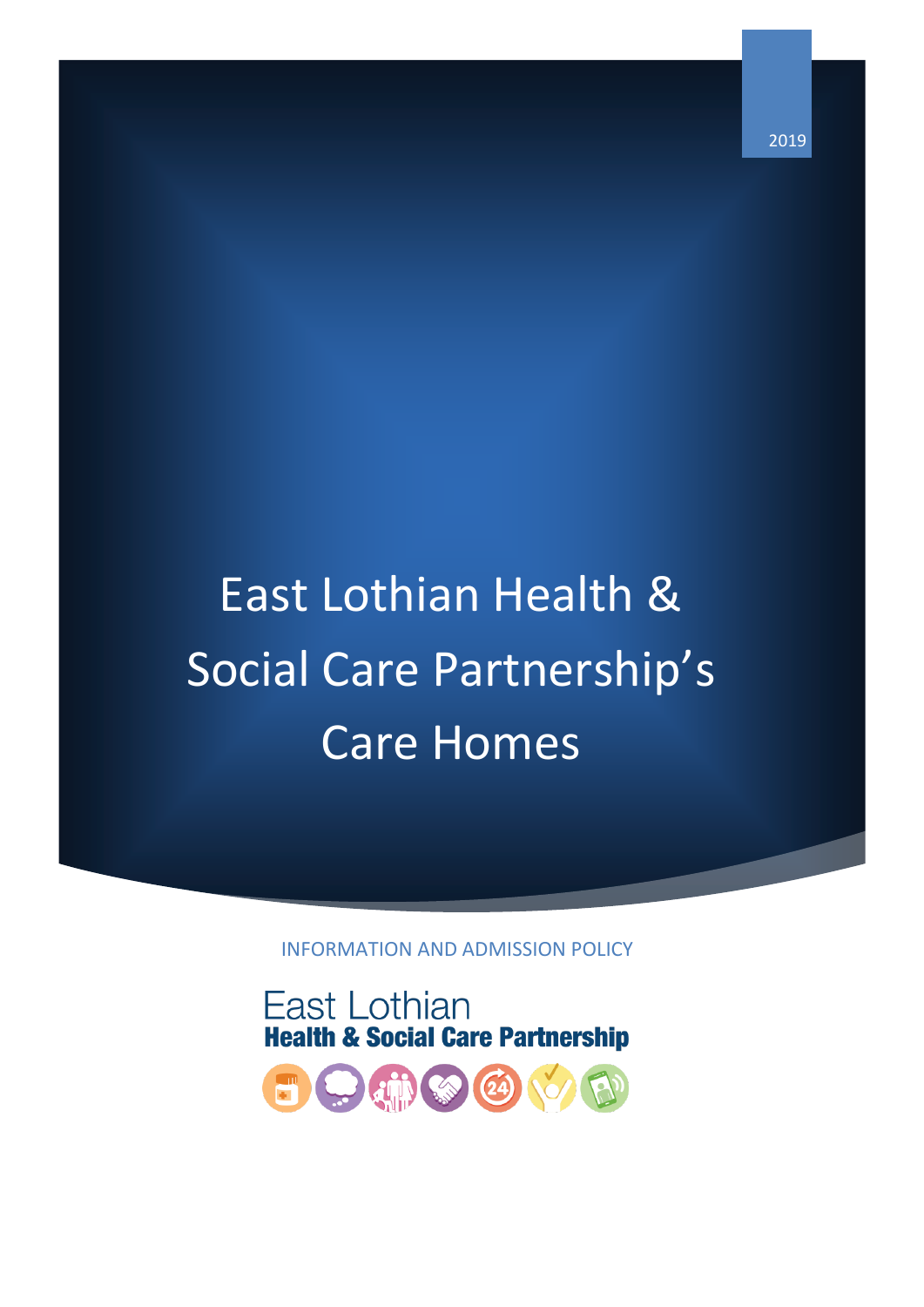2019

# East Lothian Health & Social Care Partnership's Care Homes

INFORMATION AND ADMISSION POLICY

East Lothian
**Health & Social Care Partnership**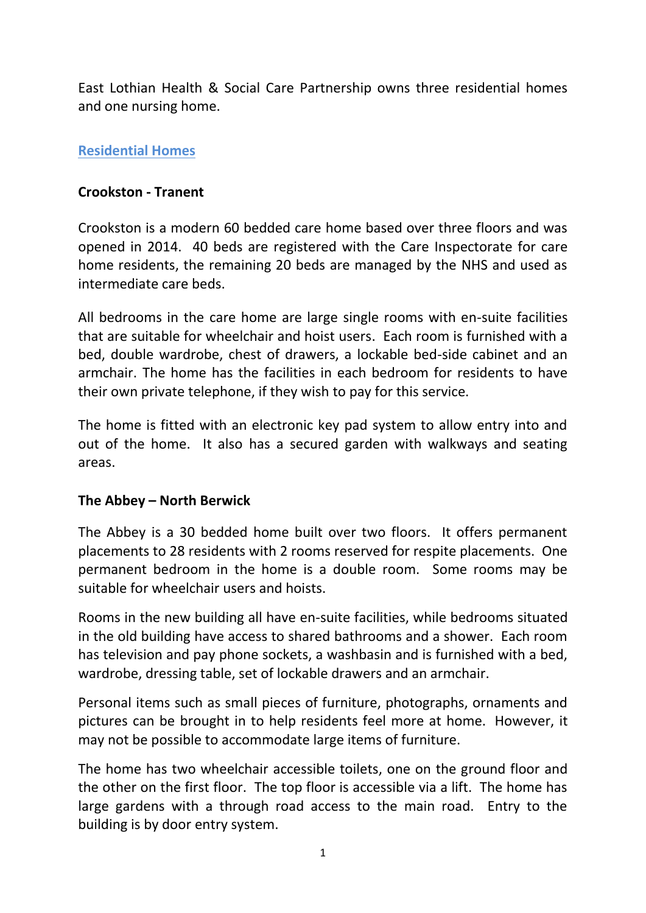East Lothian Health & Social Care Partnership owns three residential homes and one nursing home.

## Residential Homes

### Crookston - Tranent

Crookston is a modern 60 bedded care home based over three floors and was opened in 2014. 40 beds are registered with the Care Inspectorate for care home residents, the remaining 20 beds are managed by the NHS and used as intermediate care beds.

All bedrooms in the care home are large single rooms with en-suite facilities that are suitable for wheelchair and hoist users. Each room is furnished with a bed, double wardrobe, chest of drawers, a lockable bed-side cabinet and an armchair. The home has the facilities in each bedroom for residents to have their own private telephone, if they wish to pay for this service.

The home is fitted with an electronic key pad system to allow entry into and out of the home. It also has a secured garden with walkways and seating areas.

### The Abbey – North Berwick

The Abbey is a 30 bedded home built over two floors. It offers permanent placements to 28 residents with 2 rooms reserved for respite placements. One permanent bedroom in the home is a double room. Some rooms may be suitable for wheelchair users and hoists.

Rooms in the new building all have en-suite facilities, while bedrooms situated in the old building have access to shared bathrooms and a shower. Each room has television and pay phone sockets, a washbasin and is furnished with a bed, wardrobe, dressing table, set of lockable drawers and an armchair.

Personal items such as small pieces of furniture, photographs, ornaments and pictures can be brought in to help residents feel more at home. However, it may not be possible to accommodate large items of furniture.

The home has two wheelchair accessible toilets, one on the ground floor and the other on the first floor. The top floor is accessible via a lift. The home has large gardens with a through road access to the main road. Entry to the building is by door entry system.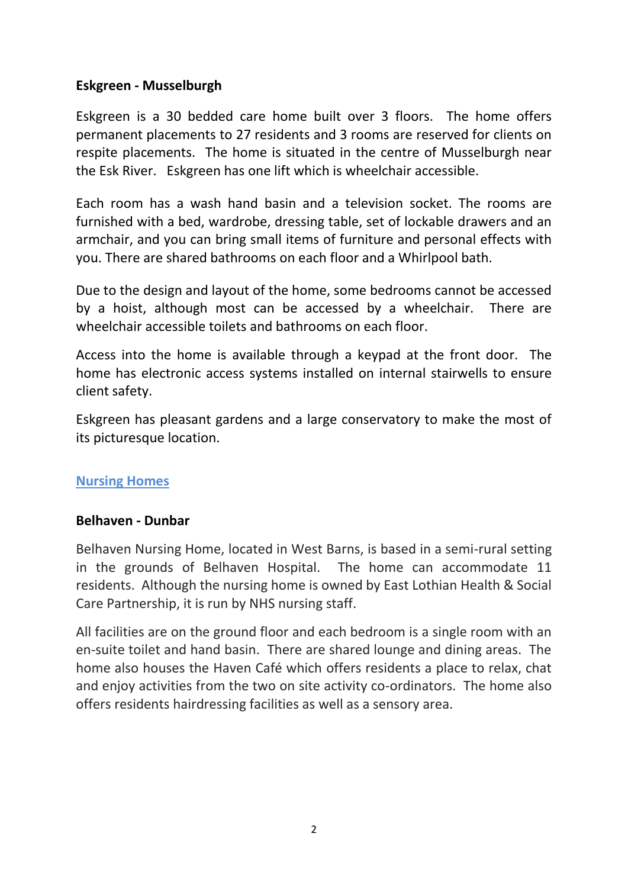### Eskgreen - Musselburgh

Eskgreen is a 30 bedded care home built over 3 floors. The home offers permanent placements to 27 residents and 3 rooms are reserved for clients on respite placements. The home is situated in the centre of Musselburgh near the Esk River. Eskgreen has one lift which is wheelchair accessible.

Each room has a wash hand basin and a television socket. The rooms are furnished with a bed, wardrobe, dressing table, set of lockable drawers and an armchair, and you can bring small items of furniture and personal effects with you. There are shared bathrooms on each floor and a Whirlpool bath.

Due to the design and layout of the home, some bedrooms cannot be accessed by a hoist, although most can be accessed by a wheelchair. There are wheelchair accessible toilets and bathrooms on each floor.

Access into the home is available through a keypad at the front door. The home has electronic access systems installed on internal stairwells to ensure client safety.

Eskgreen has pleasant gardens and a large conservatory to make the most of its picturesque location.

## Nursing Homes

### Belhaven - Dunbar

Belhaven Nursing Home, located in West Barns, is based in a semi-rural setting in the grounds of Belhaven Hospital. The home can accommodate 11 residents. Although the nursing home is owned by East Lothian Health & Social Care Partnership, it is run by NHS nursing staff.

All facilities are on the ground floor and each bedroom is a single room with an en-suite toilet and hand basin. There are shared lounge and dining areas. The home also houses the Haven Café which offers residents a place to relax, chat and enjoy activities from the two on site activity co-ordinators. The home also offers residents hairdressing facilities as well as a sensory area.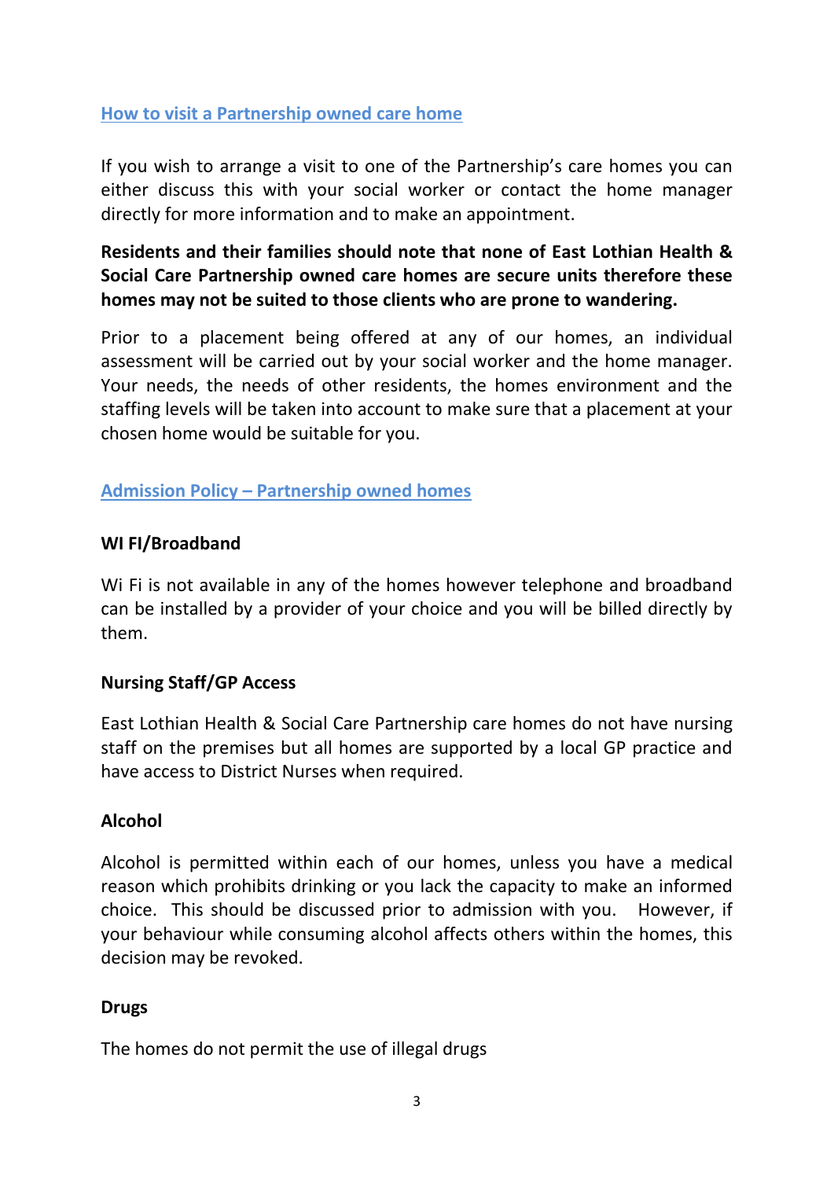[How to visit a Partnership owned care home]()

If you wish to arrange a visit to one of the Partnership's care homes you can either discuss this with your social worker or contact the home manager directly for more information and to make an appointment.

**Residents and their families should note that none of East Lothian Health & Social Care Partnership owned care homes are secure units therefore these homes may not be suited to those clients who are prone to wandering.**

Prior to a placement being offered at any of our homes, an individual assessment will be carried out by your social worker and the home manager. Your needs, the needs of other residents, the homes environment and the staffing levels will be taken into account to make sure that a placement at your chosen home would be suitable for you.

[Admission Policy – Partnership owned homes]()

**WI FI/Broadband**

Wi Fi is not available in any of the homes however telephone and broadband can be installed by a provider of your choice and you will be billed directly by them.

**Nursing Staff/GP Access**

East Lothian Health & Social Care Partnership care homes do not have nursing staff on the premises but all homes are supported by a local GP practice and have access to District Nurses when required.

**Alcohol**

Alcohol is permitted within each of our homes, unless you have a medical reason which prohibits drinking or you lack the capacity to make an informed choice. This should be discussed prior to admission with you. However, if your behaviour while consuming alcohol affects others within the homes, this decision may be revoked.

**Drugs**

The homes do not permit the use of illegal drugs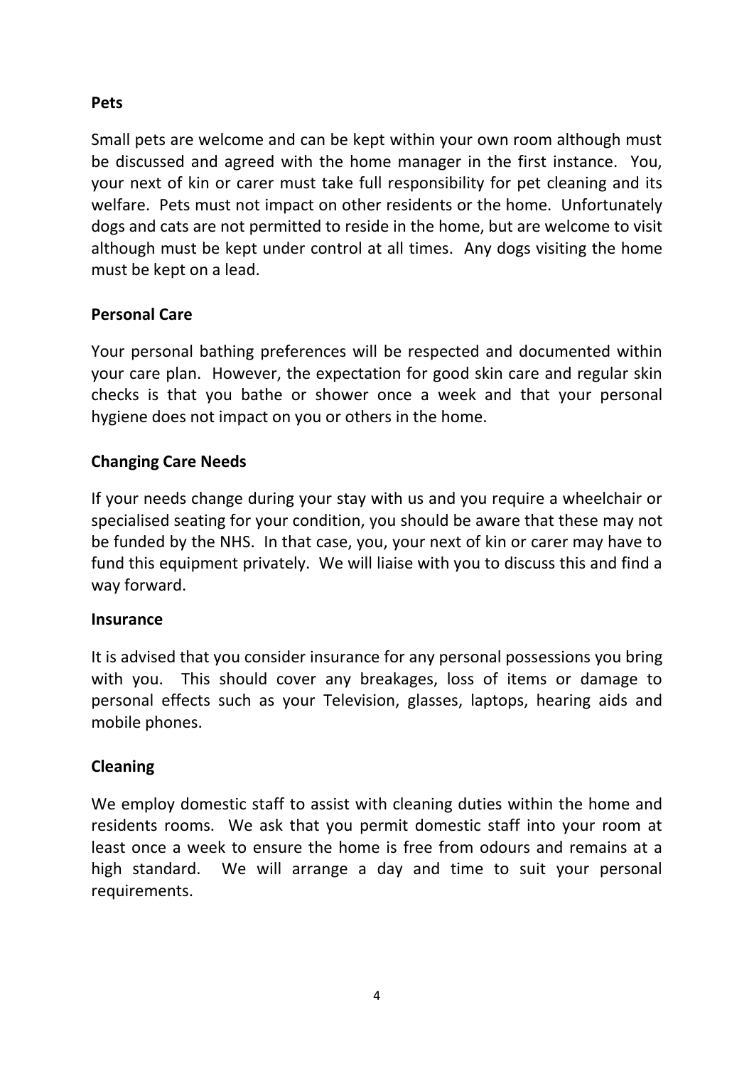**Pets**

Small pets are welcome and can be kept within your own room although must be discussed and agreed with the home manager in the first instance. You, your next of kin or carer must take full responsibility for pet cleaning and its welfare. Pets must not impact on other residents or the home. Unfortunately dogs and cats are not permitted to reside in the home, but are welcome to visit although must be kept under control at all times. Any dogs visiting the home must be kept on a lead.

**Personal Care**

Your personal bathing preferences will be respected and documented within your care plan. However, the expectation for good skin care and regular skin checks is that you bathe or shower once a week and that your personal hygiene does not impact on you or others in the home.

**Changing Care Needs**

If your needs change during your stay with us and you require a wheelchair or specialised seating for your condition, you should be aware that these may not be funded by the NHS. In that case, you, your next of kin or carer may have to fund this equipment privately. We will liaise with you to discuss this and find a way forward.

**Insurance**

It is advised that you consider insurance for any personal possessions you bring with you. This should cover any breakages, loss of items or damage to personal effects such as your Television, glasses, laptops, hearing aids and mobile phones.

**Cleaning**

We employ domestic staff to assist with cleaning duties within the home and residents rooms. We ask that you permit domestic staff into your room at least once a week to ensure the home is free from odours and remains at a high standard. We will arrange a day and time to suit your personal requirements.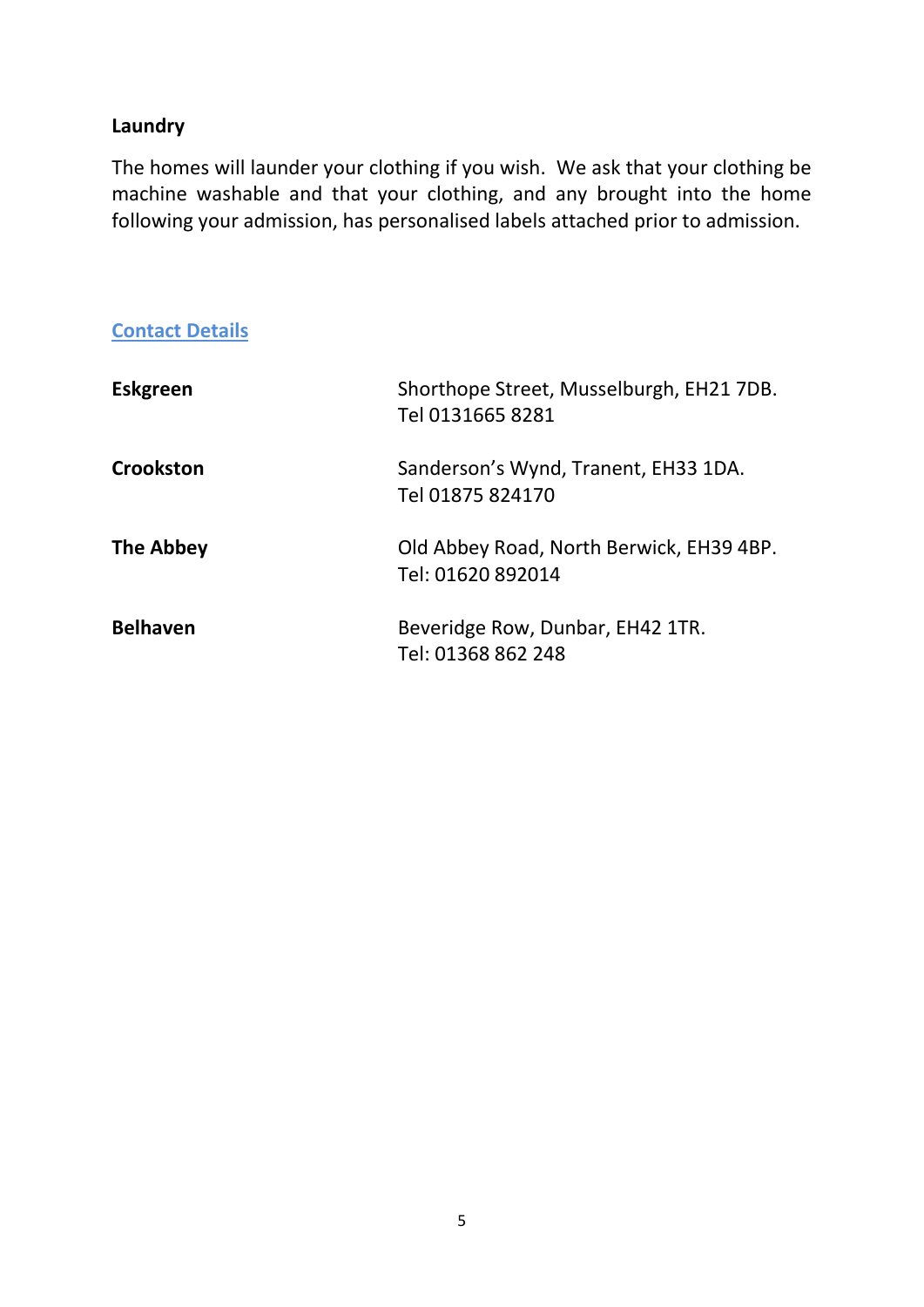## Laundry

The homes will launder your clothing if you wish. We ask that your clothing be machine washable and that your clothing, and any brought into the home following your admission, has personalised labels attached prior to admission.

## Contact Details

| | |
|---|---|
| **Eskgreen** | Shorthope Street, Musselburgh, EH21 7DB.<br>Tel 0131665 8281 |
| **Crookston** | Sanderson's Wynd, Tranent, EH33 1DA.<br>Tel 01875 824170 |
| **The Abbey** | Old Abbey Road, North Berwick, EH39 4BP.<br>Tel: 01620 892014 |
| **Belhaven** | Beveridge Row, Dunbar, EH42 1TR.<br>Tel: 01368 862 248 |